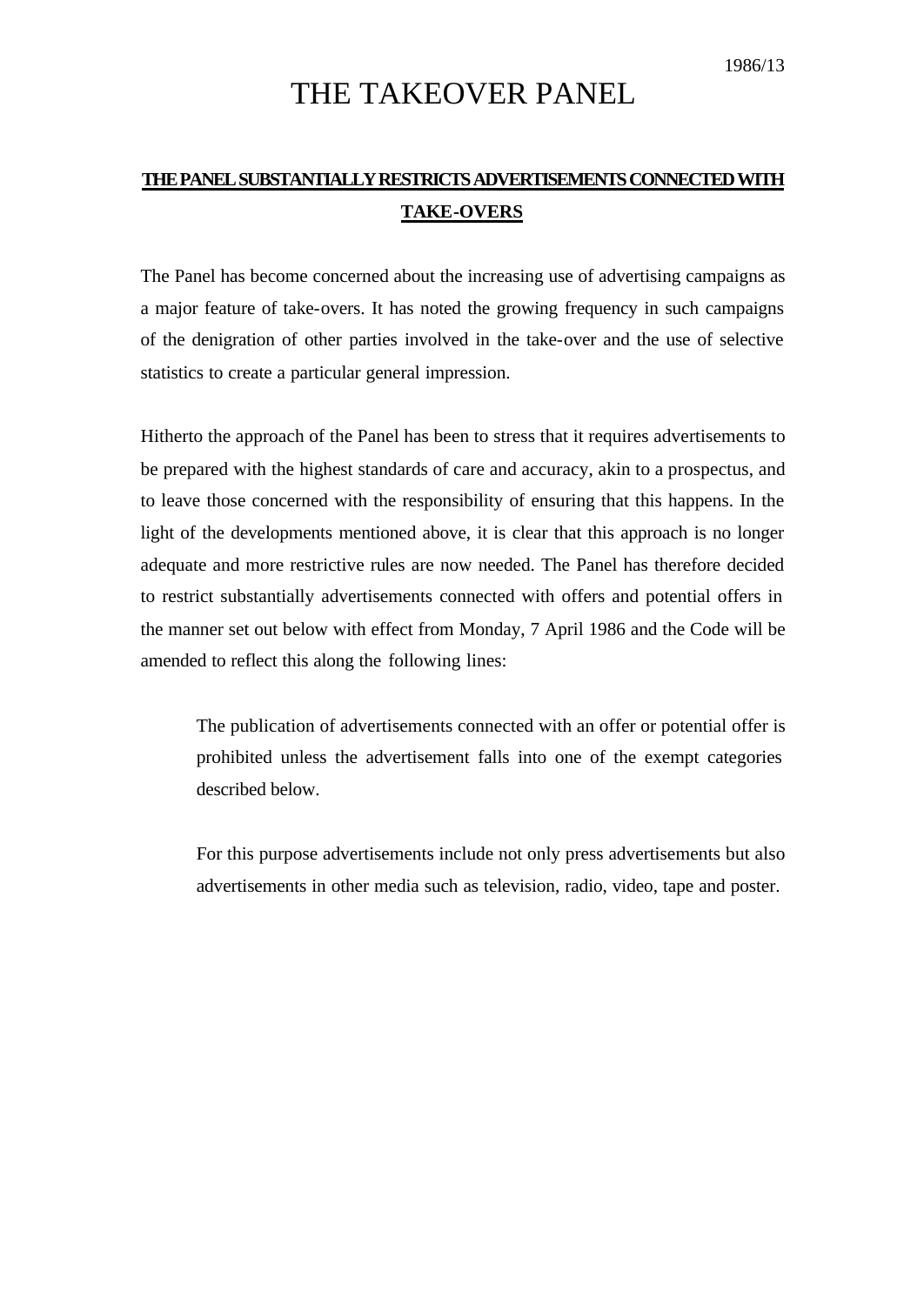1986/13

# THE TAKEOVER PANEL

## THE PANEL SUBSTANTIALLY RESTRICTS ADVERTISEMENTS CONNECTED WITH TAKE-OVERS

The Panel has become concerned about the increasing use of advertising campaigns as a major feature of take-overs. It has noted the growing frequency in such campaigns of the denigration of other parties involved in the take-over and the use of selective statistics to create a particular general impression.

Hitherto the approach of the Panel has been to stress that it requires advertisements to be prepared with the highest standards of care and accuracy, akin to a prospectus, and to leave those concerned with the responsibility of ensuring that this happens. In the light of the developments mentioned above, it is clear that this approach is no longer adequate and more restrictive rules are now needed. The Panel has therefore decided to restrict substantially advertisements connected with offers and potential offers in the manner set out below with effect from Monday, 7 April 1986 and the Code will be amended to reflect this along the following lines:

> The publication of advertisements connected with an offer or potential offer is prohibited unless the advertisement falls into one of the exempt categories described below.
>
> For this purpose advertisements include not only press advertisements but also advertisements in other media such as television, radio, video, tape and poster.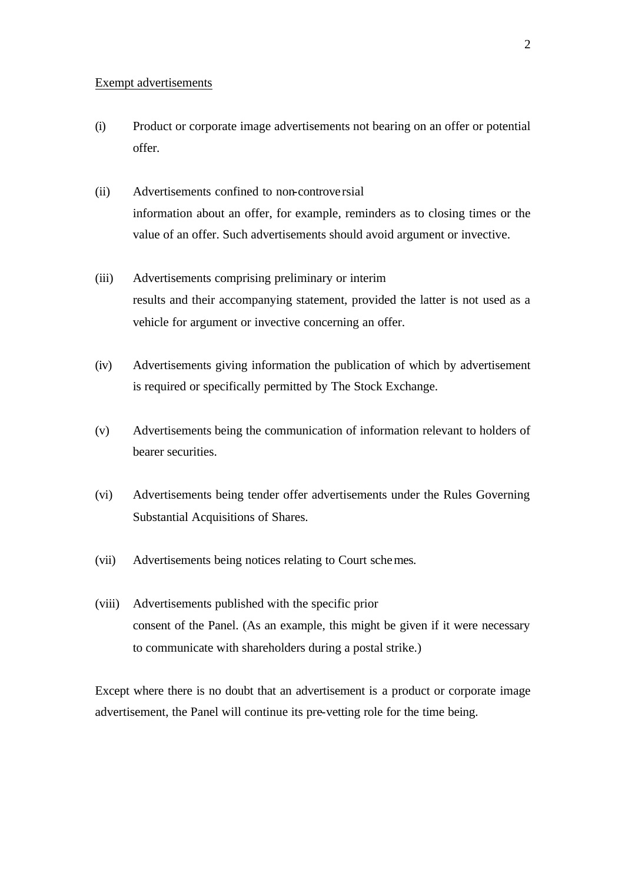<u>Exempt advertisements</u>

(i) Product or corporate image advertisements not bearing on an offer or potential offer.

(ii) Advertisements confined to non-controversial information about an offer, for example, reminders as to closing times or the value of an offer. Such advertisements should avoid argument or invective.

(iii) Advertisements comprising preliminary or interim results and their accompanying statement, provided the latter is not used as a vehicle for argument or invective concerning an offer.

(iv) Advertisements giving information the publication of which by advertisement is required or specifically permitted by The Stock Exchange.

(v) Advertisements being the communication of information relevant to holders of bearer securities.

(vi) Advertisements being tender offer advertisements under the Rules Governing Substantial Acquisitions of Shares.

(vii) Advertisements being notices relating to Court schemes.

(viii) Advertisements published with the specific prior consent of the Panel. (As an example, this might be given if it were necessary to communicate with shareholders during a postal strike.)

Except where there is no doubt that an advertisement is a product or corporate image advertisement, the Panel will continue its pre-vetting role for the time being.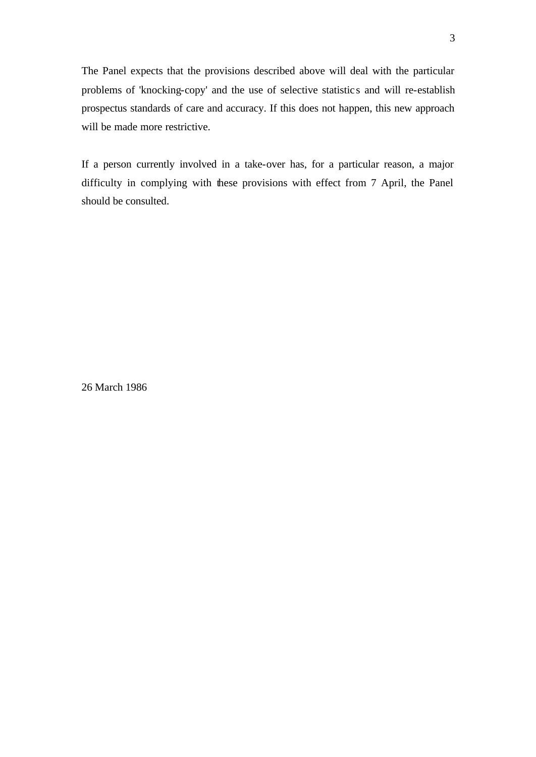The Panel expects that the provisions described above will deal with the particular problems of 'knocking-copy' and the use of selective statistics and will re-establish prospectus standards of care and accuracy. If this does not happen, this new approach will be made more restrictive.

If a person currently involved in a take-over has, for a particular reason, a major difficulty in complying with these provisions with effect from 7 April, the Panel should be consulted.

26 March 1986